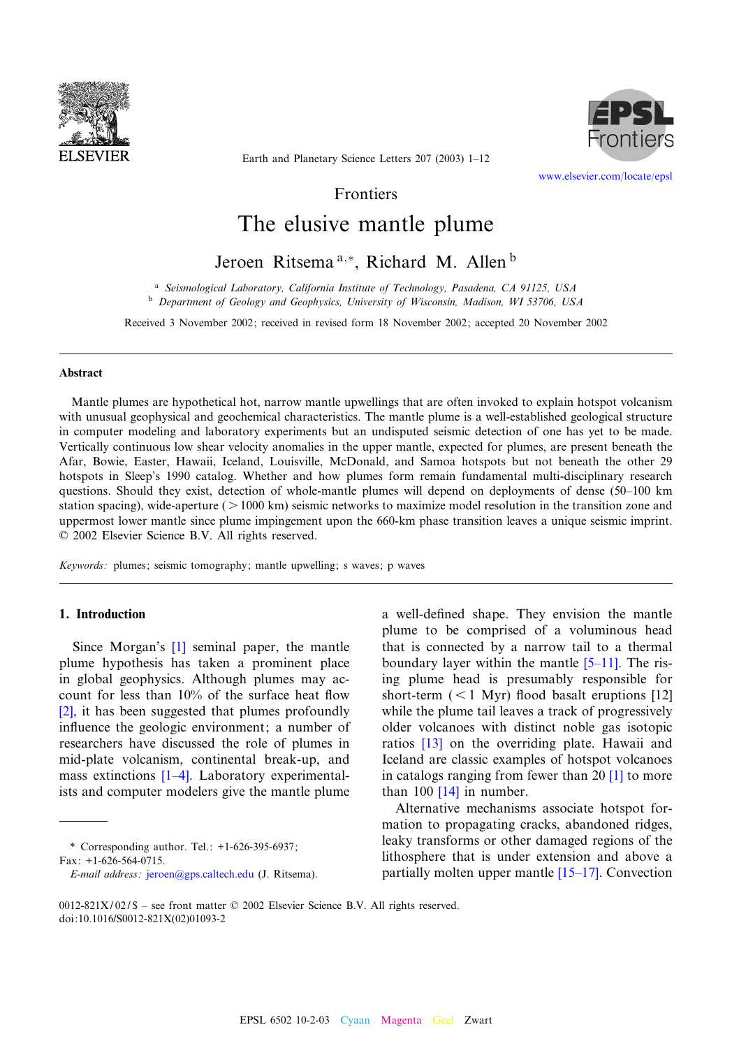Frontiers

# The elusive mantle plume

Jeroen Ritsema [a,*], Richard M. Allen [b]

[a] *Seismological Laboratory, California Institute of Technology, Pasadena, CA 91125, USA*
[b] *Department of Geology and Geophysics, University of Wisconsin, Madison, WI 53706, USA*

Received 3 November 2002; received in revised form 18 November 2002; accepted 20 November 2002

## Abstract

Mantle plumes are hypothetical hot, narrow mantle upwellings that are often invoked to explain hotspot volcanism with unusual geophysical and geochemical characteristics. The mantle plume is a well-established geological structure in computer modeling and laboratory experiments but an undisputed seismic detection of one has yet to be made. Vertically continuous low shear velocity anomalies in the upper mantle, expected for plumes, are present beneath the Afar, Bowie, Easter, Hawaii, Iceland, Louisville, McDonald, and Samoa hotspots but not beneath the other 29 hotspots in Sleep's 1990 catalog. Whether and how plumes form remain fundamental multi-disciplinary research questions. Should they exist, detection of whole-mantle plumes will depend on deployments of dense (50–100 km station spacing), wide-aperture (> 1000 km) seismic networks to maximize model resolution in the transition zone and uppermost lower mantle since plume impingement upon the 660-km phase transition leaves a unique seismic imprint.
© 2002 Elsevier Science B.V. All rights reserved.

*Keywords:* plumes; seismic tomography; mantle upwelling; s waves; p waves

## 1. Introduction

Since Morgan's [1] seminal paper, the mantle plume hypothesis has taken a prominent place in global geophysics. Although plumes may account for less than 10% of the surface heat flow [2], it has been suggested that plumes profoundly influence the geologic environment; a number of researchers have discussed the role of plumes in mid-plate volcanism, continental break-up, and mass extinctions [1–4]. Laboratory experimentalists and computer modelers give the mantle plume a well-defined shape. They envision the mantle plume to be comprised of a voluminous head that is connected by a narrow tail to a thermal boundary layer within the mantle [5–11]. The rising plume head is presumably responsible for short-term (< 1 Myr) flood basalt eruptions [12] while the plume tail leaves a track of progressively older volcanoes with distinct noble gas isotopic ratios [13] on the overriding plate. Hawaii and Iceland are classic examples of hotspot volcanoes in catalogs ranging from fewer than 20 [1] to more than 100 [14] in number.

Alternative mechanisms associate hotspot formation to propagating cracks, abandoned ridges, leaky transforms or other damaged regions of the lithosphere that is under extension and above a partially molten upper mantle [15–17]. Convection

\* Corresponding author. Tel.: +1-626-395-6937; Fax: +1-626-564-0715.
*E-mail address:* jeroen@gps.caltech.edu (J. Ritsema).

0012-821X/02/$ – see front matter © 2002 Elsevier Science B.V. All rights reserved.
doi:10.1016/S0012-821X(02)01093-2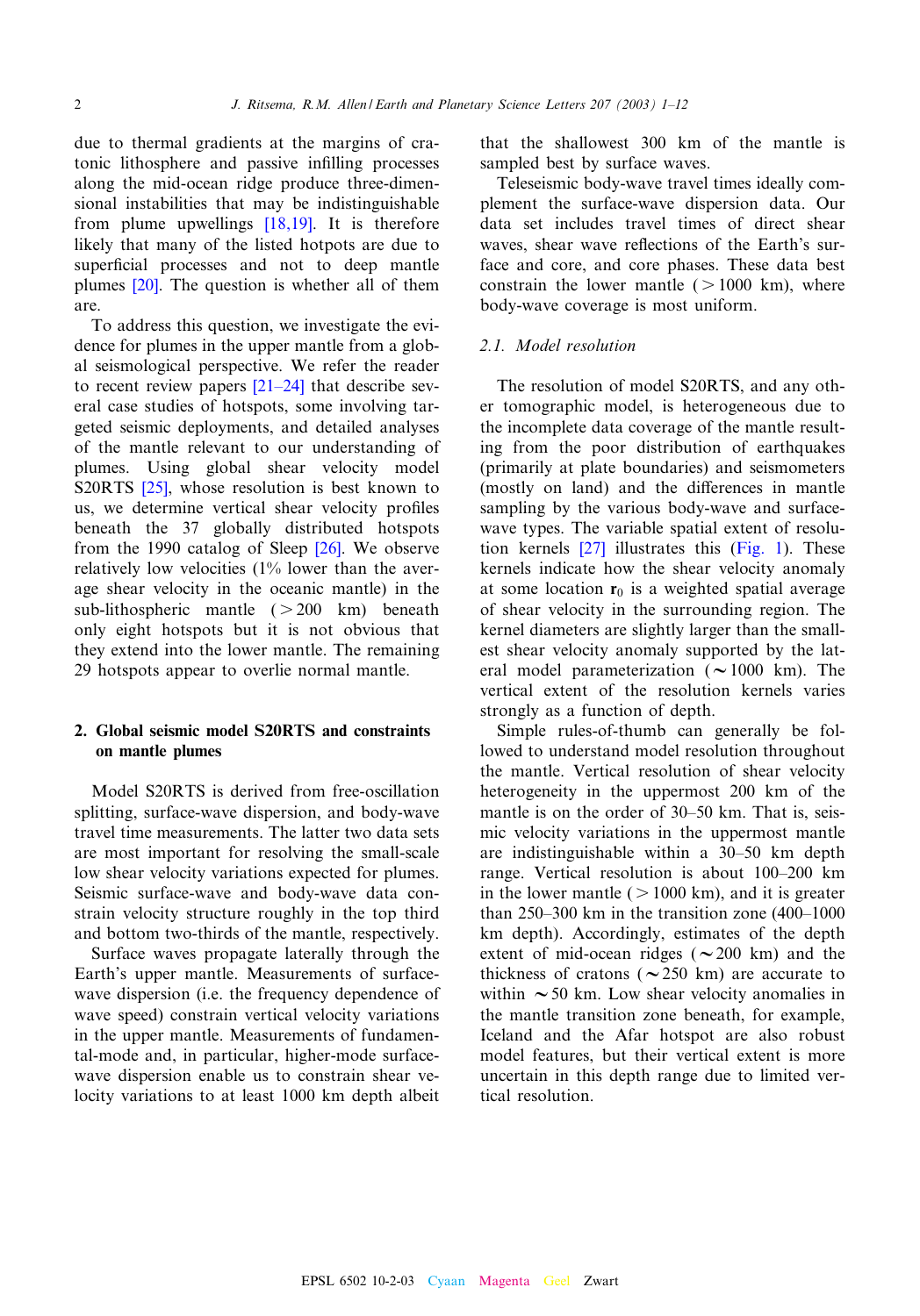due to thermal gradients at the margins of cratonic lithosphere and passive infilling processes along the mid-ocean ridge produce three-dimensional instabilities that may be indistinguishable from plume upwellings [18,19]. It is therefore likely that many of the listed hotpots are due to superficial processes and not to deep mantle plumes [20]. The question is whether all of them are.

To address this question, we investigate the evidence for plumes in the upper mantle from a global seismological perspective. We refer the reader to recent review papers [21–24] that describe several case studies of hotspots, some involving targeted seismic deployments, and detailed analyses of the mantle relevant to our understanding of plumes. Using global shear velocity model S20RTS [25], whose resolution is best known to us, we determine vertical shear velocity profiles beneath the 37 globally distributed hotspots from the 1990 catalog of Sleep [26]. We observe relatively low velocities (1% lower than the average shear velocity in the oceanic mantle) in the sub-lithospheric mantle ($>200$ km) beneath only eight hotspots but it is not obvious that they extend into the lower mantle. The remaining 29 hotspots appear to overlie normal mantle.

## 2. Global seismic model S20RTS and constraints on mantle plumes

Model S20RTS is derived from free-oscillation splitting, surface-wave dispersion, and body-wave travel time measurements. The latter two data sets are most important for resolving the small-scale low shear velocity variations expected for plumes. Seismic surface-wave and body-wave data constrain velocity structure roughly in the top third and bottom two-thirds of the mantle, respectively.

Surface waves propagate laterally through the Earth's upper mantle. Measurements of surface-wave dispersion (i.e. the frequency dependence of wave speed) constrain vertical velocity variations in the upper mantle. Measurements of fundamental-mode and, in particular, higher-mode surface-wave dispersion enable us to constrain shear velocity variations to at least 1000 km depth albeit that the shallowest 300 km of the mantle is sampled best by surface waves.

Teleseismic body-wave travel times ideally complement the surface-wave dispersion data. Our data set includes travel times of direct shear waves, shear wave reflections of the Earth's surface and core, and core phases. These data best constrain the lower mantle ($>1000$ km), where body-wave coverage is most uniform.

### 2.1. Model resolution

The resolution of model S20RTS, and any other tomographic model, is heterogeneous due to the incomplete data coverage of the mantle resulting from the poor distribution of earthquakes (primarily at plate boundaries) and seismometers (mostly on land) and the differences in mantle sampling by the various body-wave and surface-wave types. The variable spatial extent of resolution kernels [27] illustrates this (Fig. 1). These kernels indicate how the shear velocity anomaly at some location $\mathbf{r}_0$ is a weighted spatial average of shear velocity in the surrounding region. The kernel diameters are slightly larger than the smallest shear velocity anomaly supported by the lateral model parameterization ($\sim1000$ km). The vertical extent of the resolution kernels varies strongly as a function of depth.

Simple rules-of-thumb can generally be followed to understand model resolution throughout the mantle. Vertical resolution of shear velocity heterogeneity in the uppermost 200 km of the mantle is on the order of 30–50 km. That is, seismic velocity variations in the uppermost mantle are indistinguishable within a 30–50 km depth range. Vertical resolution is about 100–200 km in the lower mantle ($>1000$ km), and it is greater than 250–300 km in the transition zone (400–1000 km depth). Accordingly, estimates of the depth extent of mid-ocean ridges ($\sim200$ km) and the thickness of cratons ($\sim250$ km) are accurate to within $\sim50$ km. Low shear velocity anomalies in the mantle transition zone beneath, for example, Iceland and the Afar hotspot are also robust model features, but their vertical extent is more uncertain in this depth range due to limited vertical resolution.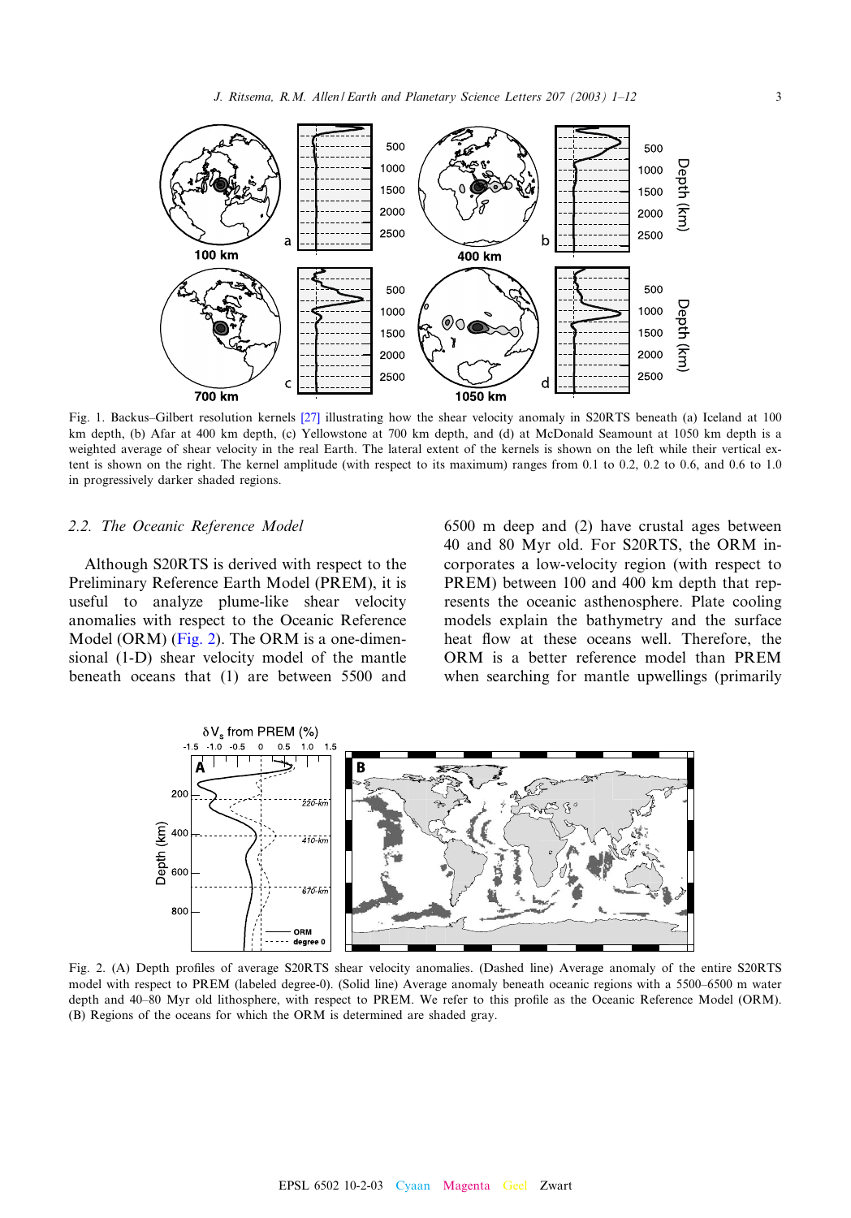Fig. 1. Backus–Gilbert resolution kernels [27] illustrating how the shear velocity anomaly in S20RTS beneath (a) Iceland at 100 km depth, (b) Afar at 400 km depth, (c) Yellowstone at 700 km depth, and (d) at McDonald Seamount at 1050 km depth is a weighted average of shear velocity in the real Earth. The lateral extent of the kernels is shown on the left while their vertical extent is shown on the right. The kernel amplitude (with respect to its maximum) ranges from 0.1 to 0.2, 0.2 to 0.6, and 0.6 to 1.0 in progressively darker shaded regions.

### 2.2. The Oceanic Reference Model

Although S20RTS is derived with respect to the Preliminary Reference Earth Model (PREM), it is useful to analyze plume-like shear velocity anomalies with respect to the Oceanic Reference Model (ORM) (Fig. 2). The ORM is a one-dimensional (1-D) shear velocity model of the mantle beneath oceans that (1) are between 5500 and 6500 m deep and (2) have crustal ages between 40 and 80 Myr old. For S20RTS, the ORM incorporates a low-velocity region (with respect to PREM) between 100 and 400 km depth that represents the oceanic asthenosphere. Plate cooling models explain the bathymetry and the surface heat flow at these oceans well. Therefore, the ORM is a better reference model than PREM when searching for mantle upwellings (primarily

Fig. 2. (A) Depth profiles of average S20RTS shear velocity anomalies. (Dashed line) Average anomaly of the entire S20RTS model with respect to PREM (labeled degree-0). (Solid line) Average anomaly beneath oceanic regions with a 5500–6500 m water depth and 40–80 Myr old lithosphere, with respect to PREM. We refer to this profile as the Oceanic Reference Model (ORM). (B) Regions of the oceans for which the ORM is determined are shaded gray.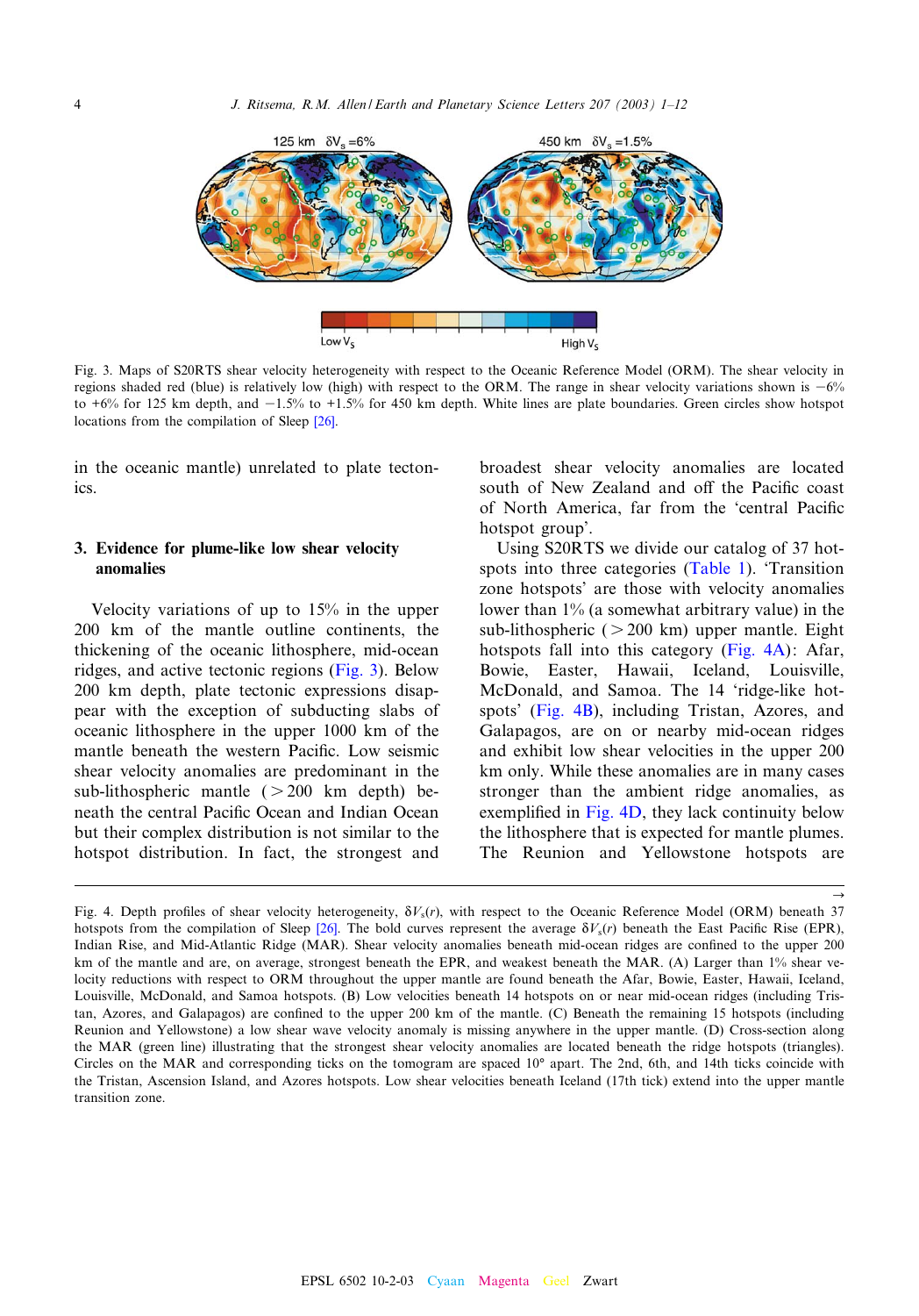Fig. 3. Maps of S20RTS shear velocity heterogeneity with respect to the Oceanic Reference Model (ORM). The shear velocity in regions shaded red (blue) is relatively low (high) with respect to the ORM. The range in shear velocity variations shown is −6% to +6% for 125 km depth, and −1.5% to +1.5% for 450 km depth. White lines are plate boundaries. Green circles show hotspot locations from the compilation of Sleep [26].

in the oceanic mantle) unrelated to plate tectonics.

## 3. Evidence for plume-like low shear velocity anomalies

Velocity variations of up to 15% in the upper 200 km of the mantle outline continents, the thickening of the oceanic lithosphere, mid-ocean ridges, and active tectonic regions (Fig. 3). Below 200 km depth, plate tectonic expressions disappear with the exception of subducting slabs of oceanic lithosphere in the upper 1000 km of the mantle beneath the western Pacific. Low seismic shear velocity anomalies are predominant in the sub-lithospheric mantle (>200 km depth) beneath the central Pacific Ocean and Indian Ocean but their complex distribution is not similar to the hotspot distribution. In fact, the strongest and broadest shear velocity anomalies are located south of New Zealand and off the Pacific coast of North America, far from the 'central Pacific hotspot group'.

Using S20RTS we divide our catalog of 37 hotspots into three categories (Table 1). 'Transition zone hotspots' are those with velocity anomalies lower than 1% (a somewhat arbitrary value) in the sub-lithospheric (>200 km) upper mantle. Eight hotspots fall into this category (Fig. 4A): Afar, Bowie, Easter, Hawaii, Iceland, Louisville, McDonald, and Samoa. The 14 'ridge-like hotspots' (Fig. 4B), including Tristan, Azores, and Galapagos, are on or nearby mid-ocean ridges and exhibit low shear velocities in the upper 200 km only. While these anomalies are in many cases stronger than the ambient ridge anomalies, as exemplified in Fig. 4D, they lack continuity below the lithosphere that is expected for mantle plumes. The Reunion and Yellowstone hotspots are

Fig. 4. Depth profiles of shear velocity heterogeneity, $\delta V_s(r)$, with respect to the Oceanic Reference Model (ORM) beneath 37 hotspots from the compilation of Sleep [26]. The bold curves represent the average $\delta V_s(r)$ beneath the East Pacific Rise (EPR), Indian Rise, and Mid-Atlantic Ridge (MAR). Shear velocity anomalies beneath mid-ocean ridges are confined to the upper 200 km of the mantle and are, on average, strongest beneath the EPR, and weakest beneath the MAR. (A) Larger than 1% shear velocity reductions with respect to ORM throughout the upper mantle are found beneath the Afar, Bowie, Easter, Hawaii, Iceland, Louisville, McDonald, and Samoa hotspots. (B) Low velocities beneath 14 hotspots on or near mid-ocean ridges (including Tristan, Azores, and Galapagos) are confined to the upper 200 km of the mantle. (C) Beneath the remaining 15 hotspots (including Reunion and Yellowstone) a low shear wave velocity anomaly is missing anywhere in the upper mantle. (D) Cross-section along the MAR (green line) illustrating that the strongest shear velocity anomalies are located beneath the ridge hotspots (triangles). Circles on the MAR and corresponding ticks on the tomogram are spaced 10° apart. The 2nd, 6th, and 14th ticks coincide with the Tristan, Ascension Island, and Azores hotspots. Low shear velocities beneath Iceland (17th tick) extend into the upper mantle transition zone.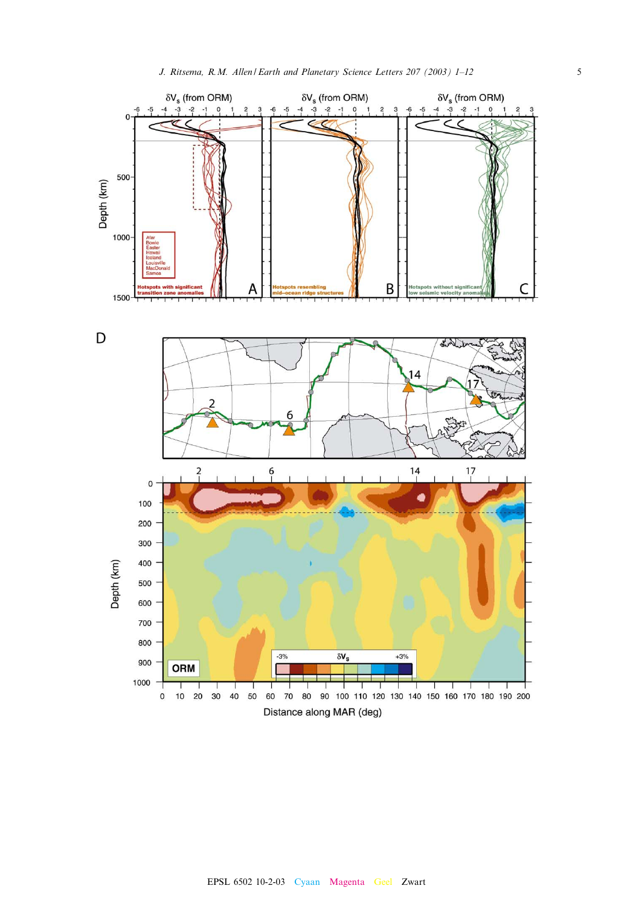δV_s (from ORM)

A — Hotspots with significant transition zone anomalies: Afar, Bowie, Easter, Hawaii, Iceland, Louisville, MacDonald, Samoa

B — Hotspots resembling mid–ocean ridge structures

C — Hotspots without significant low seismic velocity anomalies

D — ORM; Distance along MAR (deg); Depth (km); δV_s −3% to +3%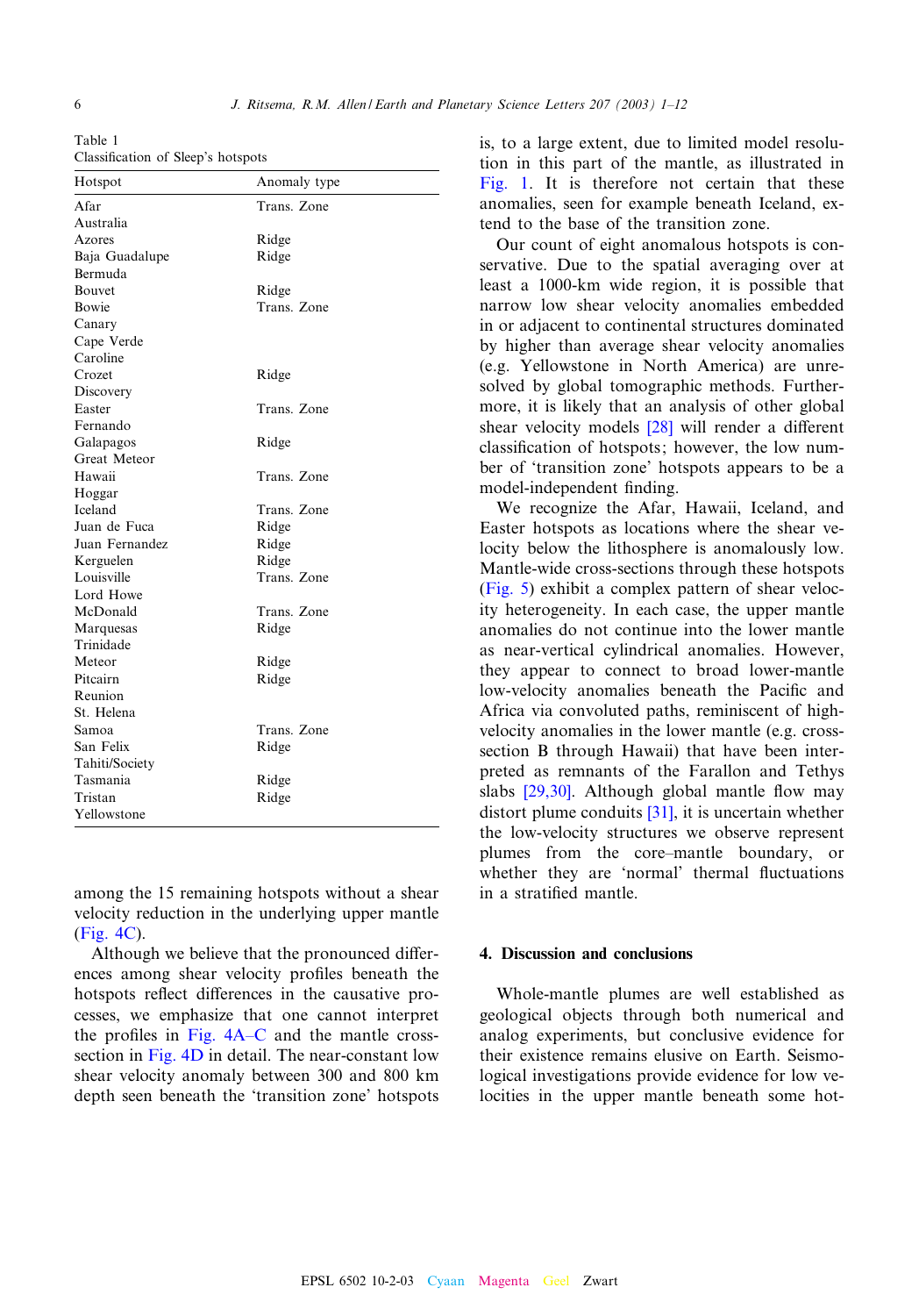Table 1
Classification of Sleep's hotspots

| Hotspot | Anomaly type |
| --- | --- |
| Afar | Trans. Zone |
| Australia | |
| Azores | Ridge |
| Baja Guadalupe | Ridge |
| Bermuda | |
| Bouvet | Ridge |
| Bowie | Trans. Zone |
| Canary | |
| Cape Verde | |
| Caroline | |
| Crozet | Ridge |
| Discovery | |
| Easter | Trans. Zone |
| Fernando | |
| Galapagos | Ridge |
| Great Meteor | |
| Hawaii | Trans. Zone |
| Hoggar | |
| Iceland | Trans. Zone |
| Juan de Fuca | Ridge |
| Juan Fernandez | Ridge |
| Kerguelen | Ridge |
| Louisville | Trans. Zone |
| Lord Howe | |
| McDonald | Trans. Zone |
| Marquesas | Ridge |
| Trinidade | |
| Meteor | Ridge |
| Pitcairn | Ridge |
| Reunion | |
| St. Helena | |
| Samoa | Trans. Zone |
| San Felix | Ridge |
| Tahiti/Society | |
| Tasmania | Ridge |
| Tristan | Ridge |
| Yellowstone | |

among the 15 remaining hotspots without a shear velocity reduction in the underlying upper mantle (Fig. 4C).

Although we believe that the pronounced differences among shear velocity profiles beneath the hotspots reflect differences in the causative processes, we emphasize that one cannot interpret the profiles in Fig. 4A–C and the mantle cross-section in Fig. 4D in detail. The near-constant low shear velocity anomaly between 300 and 800 km depth seen beneath the 'transition zone' hotspots is, to a large extent, due to limited model resolution in this part of the mantle, as illustrated in Fig. 1. It is therefore not certain that these anomalies, seen for example beneath Iceland, extend to the base of the transition zone.

Our count of eight anomalous hotspots is conservative. Due to the spatial averaging over at least a 1000-km wide region, it is possible that narrow low shear velocity anomalies embedded in or adjacent to continental structures dominated by higher than average shear velocity anomalies (e.g. Yellowstone in North America) are unresolved by global tomographic methods. Furthermore, it is likely that an analysis of other global shear velocity models [28] will render a different classification of hotspots; however, the low number of 'transition zone' hotspots appears to be a model-independent finding.

We recognize the Afar, Hawaii, Iceland, and Easter hotspots as locations where the shear velocity below the lithosphere is anomalously low. Mantle-wide cross-sections through these hotspots (Fig. 5) exhibit a complex pattern of shear velocity heterogeneity. In each case, the upper mantle anomalies do not continue into the lower mantle as near-vertical cylindrical anomalies. However, they appear to connect to broad lower-mantle low-velocity anomalies beneath the Pacific and Africa via convoluted paths, reminiscent of high-velocity anomalies in the lower mantle (e.g. cross-section B through Hawaii) that have been interpreted as remnants of the Farallon and Tethys slabs [29,30]. Although global mantle flow may distort plume conduits [31], it is uncertain whether the low-velocity structures we observe represent plumes from the core–mantle boundary, or whether they are 'normal' thermal fluctuations in a stratified mantle.

## 4. Discussion and conclusions

Whole-mantle plumes are well established as geological objects through both numerical and analog experiments, but conclusive evidence for their existence remains elusive on Earth. Seismological investigations provide evidence for low velocities in the upper mantle beneath some hot-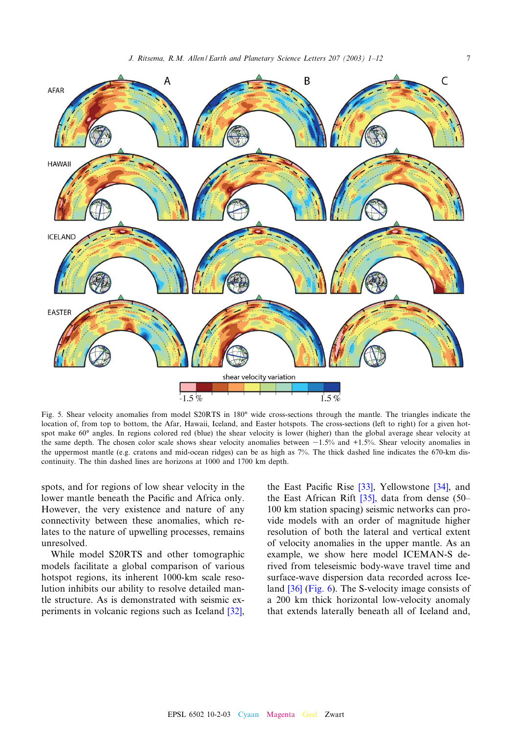Fig. 5. Shear velocity anomalies from model S20RTS in 180° wide cross-sections through the mantle. The triangles indicate the location of, from top to bottom, the Afar, Hawaii, Iceland, and Easter hotspots. The cross-sections (left to right) for a given hotspot make 60° angles. In regions colored red (blue) the shear velocity is lower (higher) than the global average shear velocity at the same depth. The chosen color scale shows shear velocity anomalies between −1.5% and +1.5%. Shear velocity anomalies in the uppermost mantle (e.g. cratons and mid-ocean ridges) can be as high as 7%. The thick dashed line indicates the 670-km discontinuity. The thin dashed lines are horizons at 1000 and 1700 km depth.

spots, and for regions of low shear velocity in the lower mantle beneath the Pacific and Africa only. However, the very existence and nature of any connectivity between these anomalies, which relates to the nature of upwelling processes, remains unresolved.

While model S20RTS and other tomographic models facilitate a global comparison of various hotspot regions, its inherent 1000-km scale resolution inhibits our ability to resolve detailed mantle structure. As is demonstrated with seismic experiments in volcanic regions such as Iceland [32], the East Pacific Rise [33], Yellowstone [34], and the East African Rift [35], data from dense (50–100 km station spacing) seismic networks can provide models with an order of magnitude higher resolution of both the lateral and vertical extent of velocity anomalies in the upper mantle. As an example, we show here model ICEMAN-S derived from teleseismic body-wave travel time and surface-wave dispersion data recorded across Iceland [36] (Fig. 6). The S-velocity image consists of a 200 km thick horizontal low-velocity anomaly that extends laterally beneath all of Iceland and,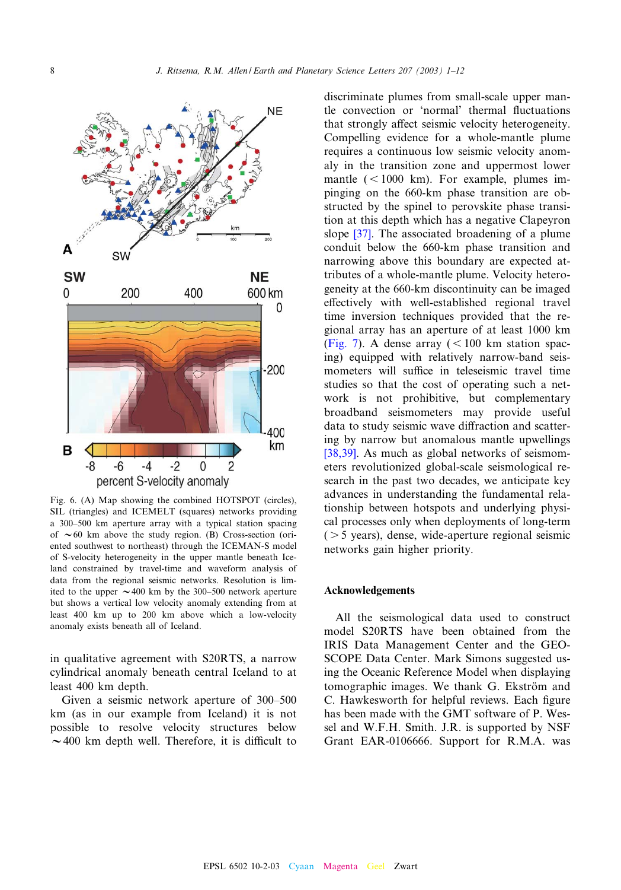Fig. 6. (A) Map showing the combined HOTSPOT (circles), SIL (triangles) and ICEMELT (squares) networks providing a 300–500 km aperture array with a typical station spacing of ∼60 km above the study region. (B) Cross-section (oriented southwest to northeast) through the ICEMAN-S model of S-velocity heterogeneity in the upper mantle beneath Iceland constrained by travel-time and waveform analysis of data from the regional seismic networks. Resolution is limited to the upper ∼400 km by the 300–500 network aperture but shows a vertical low velocity anomaly extending from at least 400 km up to 200 km above which a low-velocity anomaly exists beneath all of Iceland.

in qualitative agreement with S20RTS, a narrow cylindrical anomaly beneath central Iceland to at least 400 km depth.

Given a seismic network aperture of 300–500 km (as in our example from Iceland) it is not possible to resolve velocity structures below ∼400 km depth well. Therefore, it is difficult to discriminate plumes from small-scale upper mantle convection or 'normal' thermal fluctuations that strongly affect seismic velocity heterogeneity. Compelling evidence for a whole-mantle plume requires a continuous low seismic velocity anomaly in the transition zone and uppermost lower mantle (< 1000 km). For example, plumes impinging on the 660-km phase transition are obstructed by the spinel to perovskite phase transition at this depth which has a negative Clapeyron slope [37]. The associated broadening of a plume conduit below the 660-km phase transition and narrowing above this boundary are expected attributes of a whole-mantle plume. Velocity heterogeneity at the 660-km discontinuity can be imaged effectively with well-established regional travel time inversion techniques provided that the regional array has an aperture of at least 1000 km (Fig. 7). A dense array (< 100 km station spacing) equipped with relatively narrow-band seismometers will suffice in teleseismic travel time studies so that the cost of operating such a network is not prohibitive, but complementary broadband seismometers may provide useful data to study seismic wave diffraction and scattering by narrow but anomalous mantle upwellings [38,39]. As much as global networks of seismometers revolutionized global-scale seismological research in the past two decades, we anticipate key advances in understanding the fundamental relationship between hotspots and underlying physical processes only when deployments of long-term (> 5 years), dense, wide-aperture regional seismic networks gain higher priority.

## Acknowledgements

All the seismological data used to construct model S20RTS have been obtained from the IRIS Data Management Center and the GEOSCOPE Data Center. Mark Simons suggested using the Oceanic Reference Model when displaying tomographic images. We thank G. Ekström and C. Hawkesworth for helpful reviews. Each figure has been made with the GMT software of P. Wessel and W.F.H. Smith. J.R. is supported by NSF Grant EAR-0106666. Support for R.M.A. was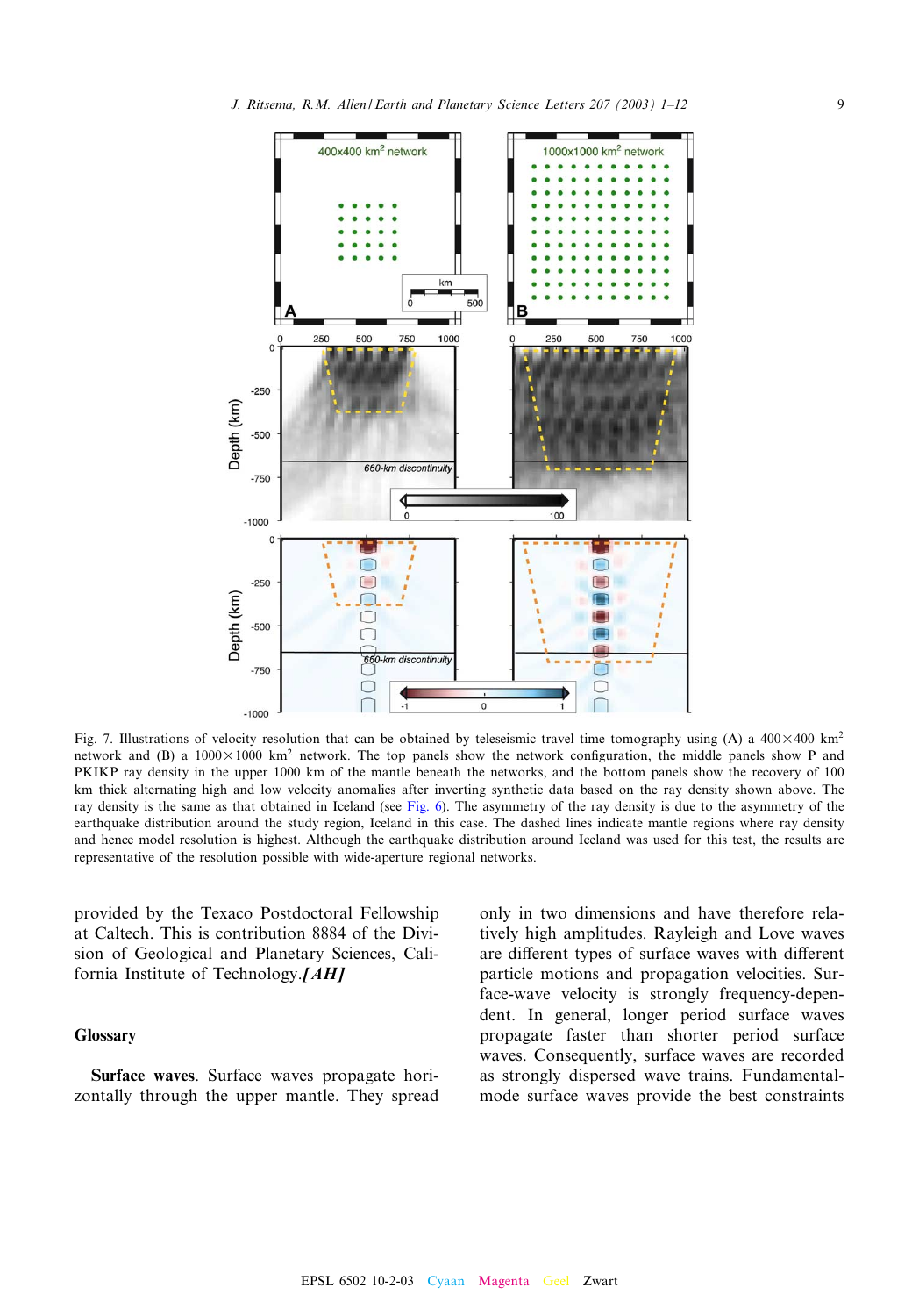Fig. 7. Illustrations of velocity resolution that can be obtained by teleseismic travel time tomography using (A) a 400×400 km$^2$ network and (B) a 1000×1000 km$^2$ network. The top panels show the network configuration, the middle panels show P and PKIKP ray density in the upper 1000 km of the mantle beneath the networks, and the bottom panels show the recovery of 100 km thick alternating high and low velocity anomalies after inverting synthetic data based on the ray density shown above. The ray density is the same as that obtained in Iceland (see Fig. 6). The asymmetry of the ray density is due to the asymmetry of the earthquake distribution around the study region, Iceland in this case. The dashed lines indicate mantle regions where ray density and hence model resolution is highest. Although the earthquake distribution around Iceland was used for this test, the results are representative of the resolution possible with wide-aperture regional networks.

provided by the Texaco Postdoctoral Fellowship at Caltech. This is contribution 8884 of the Division of Geological and Planetary Sciences, California Institute of Technology.*[AH]*

## Glossary

**Surface waves**. Surface waves propagate horizontally through the upper mantle. They spread only in two dimensions and have therefore relatively high amplitudes. Rayleigh and Love waves are different types of surface waves with different particle motions and propagation velocities. Surface-wave velocity is strongly frequency-dependent. In general, longer period surface waves propagate faster than shorter period surface waves. Consequently, surface waves are recorded as strongly dispersed wave trains. Fundamental-mode surface waves provide the best constraints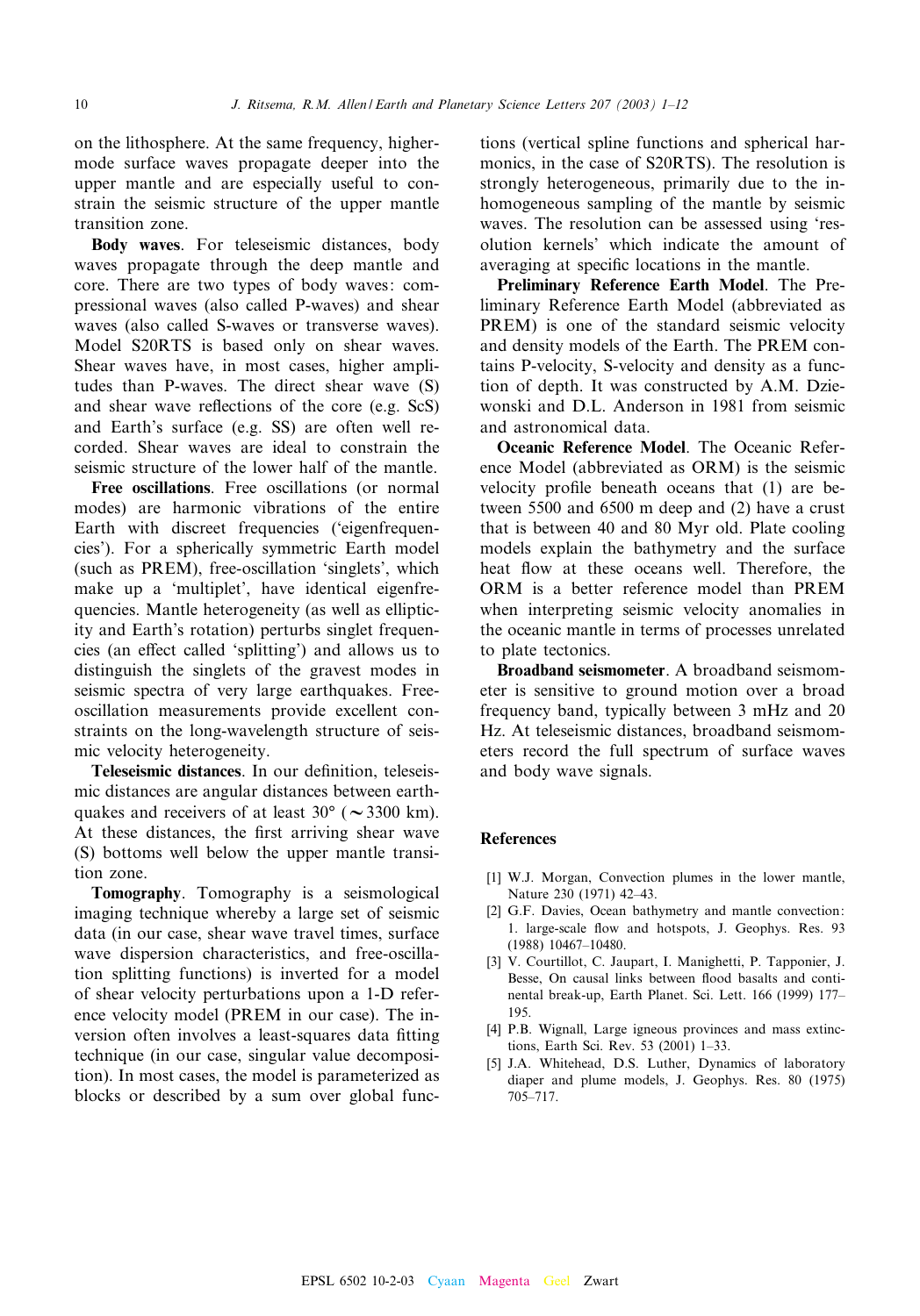on the lithosphere. At the same frequency, higher-mode surface waves propagate deeper into the upper mantle and are especially useful to constrain the seismic structure of the upper mantle transition zone.

**Body waves**. For teleseismic distances, body waves propagate through the deep mantle and core. There are two types of body waves: compressional waves (also called P-waves) and shear waves (also called S-waves or transverse waves). Model S20RTS is based only on shear waves. Shear waves have, in most cases, higher amplitudes than P-waves. The direct shear wave (S) and shear wave reflections of the core (e.g. ScS) and Earth's surface (e.g. SS) are often well recorded. Shear waves are ideal to constrain the seismic structure of the lower half of the mantle.

**Free oscillations**. Free oscillations (or normal modes) are harmonic vibrations of the entire Earth with discreet frequencies ('eigenfrequencies'). For a spherically symmetric Earth model (such as PREM), free-oscillation 'singlets', which make up a 'multiplet', have identical eigenfrequencies. Mantle heterogeneity (as well as ellipticity and Earth's rotation) perturbs singlet frequencies (an effect called 'splitting') and allows us to distinguish the singlets of the gravest modes in seismic spectra of very large earthquakes. Free-oscillation measurements provide excellent constraints on the long-wavelength structure of seismic velocity heterogeneity.

**Teleseismic distances**. In our definition, teleseismic distances are angular distances between earthquakes and receivers of at least 30° (~3300 km). At these distances, the first arriving shear wave (S) bottoms well below the upper mantle transition zone.

**Tomography**. Tomography is a seismological imaging technique whereby a large set of seismic data (in our case, shear wave travel times, surface wave dispersion characteristics, and free-oscillation splitting functions) is inverted for a model of shear velocity perturbations upon a 1-D reference velocity model (PREM in our case). The inversion often involves a least-squares data fitting technique (in our case, singular value decomposition). In most cases, the model is parameterized as blocks or described by a sum over global functions (vertical spline functions and spherical harmonics, in the case of S20RTS). The resolution is strongly heterogeneous, primarily due to the inhomogeneous sampling of the mantle by seismic waves. The resolution can be assessed using 'resolution kernels' which indicate the amount of averaging at specific locations in the mantle.

**Preliminary Reference Earth Model**. The Preliminary Reference Earth Model (abbreviated as PREM) is one of the standard seismic velocity and density models of the Earth. The PREM contains P-velocity, S-velocity and density as a function of depth. It was constructed by A.M. Dziewonski and D.L. Anderson in 1981 from seismic and astronomical data.

**Oceanic Reference Model**. The Oceanic Reference Model (abbreviated as ORM) is the seismic velocity profile beneath oceans that (1) are between 5500 and 6500 m deep and (2) have a crust that is between 40 and 80 Myr old. Plate cooling models explain the bathymetry and the surface heat flow at these oceans well. Therefore, the ORM is a better reference model than PREM when interpreting seismic velocity anomalies in the oceanic mantle in terms of processes unrelated to plate tectonics.

**Broadband seismometer**. A broadband seismometer is sensitive to ground motion over a broad frequency band, typically between 3 mHz and 20 Hz. At teleseismic distances, broadband seismometers record the full spectrum of surface waves and body wave signals.

## References

[1] W.J. Morgan, Convection plumes in the lower mantle, Nature 230 (1971) 42–43.

[2] G.F. Davies, Ocean bathymetry and mantle convection: 1. large-scale flow and hotspots, J. Geophys. Res. 93 (1988) 10467–10480.

[3] V. Courtillot, C. Jaupart, I. Manighetti, P. Tapponier, J. Besse, On causal links between flood basalts and continental break-up, Earth Planet. Sci. Lett. 166 (1999) 177–195.

[4] P.B. Wignall, Large igneous provinces and mass extinctions, Earth Sci. Rev. 53 (2001) 1–33.

[5] J.A. Whitehead, D.S. Luther, Dynamics of laboratory diaper and plume models, J. Geophys. Res. 80 (1975) 705–717.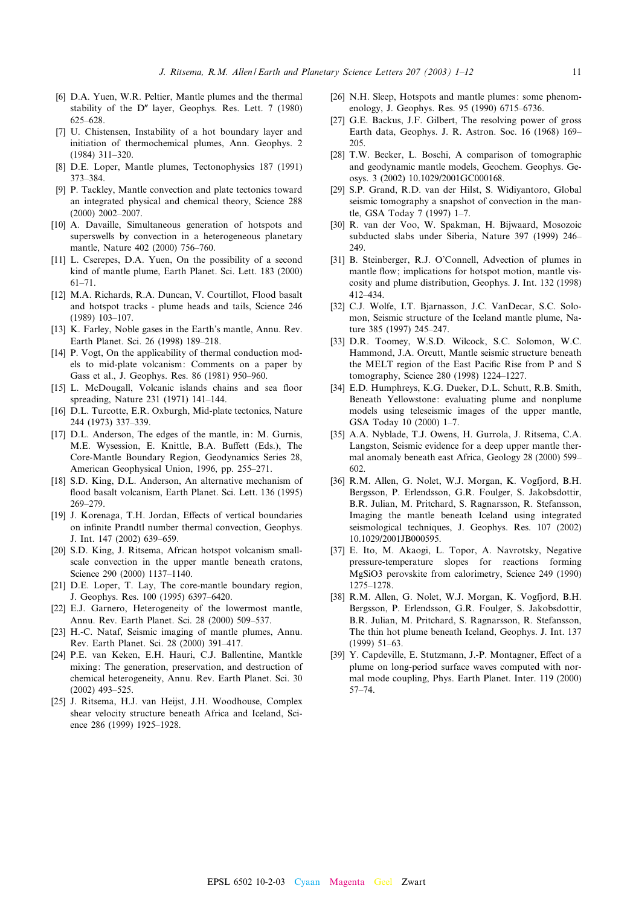[6] D.A. Yuen, W.R. Peltier, Mantle plumes and the thermal stability of the D″ layer, Geophys. Res. Lett. 7 (1980) 625–628.

[7] U. Chistensen, Instability of a hot boundary layer and initiation of thermochemical plumes, Ann. Geophys. 2 (1984) 311–320.

[8] D.E. Loper, Mantle plumes, Tectonophysics 187 (1991) 373–384.

[9] P. Tackley, Mantle convection and plate tectonics toward an integrated physical and chemical theory, Science 288 (2000) 2002–2007.

[10] A. Davaille, Simultaneous generation of hotspots and superswells by convection in a heterogeneous planetary mantle, Nature 402 (2000) 756–760.

[11] L. Cserepes, D.A. Yuen, On the possibility of a second kind of mantle plume, Earth Planet. Sci. Lett. 183 (2000) 61–71.

[12] M.A. Richards, R.A. Duncan, V. Courtillot, Flood basalt and hotspot tracks - plume heads and tails, Science 246 (1989) 103–107.

[13] K. Farley, Noble gases in the Earth's mantle, Annu. Rev. Earth Planet. Sci. 26 (1998) 189–218.

[14] P. Vogt, On the applicability of thermal conduction models to mid-plate volcanism: Comments on a paper by Gass et al., J. Geophys. Res. 86 (1981) 950–960.

[15] L. McDougall, Volcanic islands chains and sea floor spreading, Nature 231 (1971) 141–144.

[16] D.L. Turcotte, E.R. Oxburgh, Mid-plate tectonics, Nature 244 (1973) 337–339.

[17] D.L. Anderson, The edges of the mantle, in: M. Gurnis, M.E. Wysession, E. Knittle, B.A. Buffett (Eds.), The Core-Mantle Boundary Region, Geodynamics Series 28, American Geophysical Union, 1996, pp. 255–271.

[18] S.D. King, D.L. Anderson, An alternative mechanism of flood basalt volcanism, Earth Planet. Sci. Lett. 136 (1995) 269–279.

[19] J. Korenaga, T.H. Jordan, Effects of vertical boundaries on infinite Prandtl number thermal convection, Geophys. J. Int. 147 (2002) 639–659.

[20] S.D. King, J. Ritsema, African hotspot volcanism small-scale convection in the upper mantle beneath cratons, Science 290 (2000) 1137–1140.

[21] D.E. Loper, T. Lay, The core-mantle boundary region, J. Geophys. Res. 100 (1995) 6397–6420.

[22] E.J. Garnero, Heterogeneity of the lowermost mantle, Annu. Rev. Earth Planet. Sci. 28 (2000) 509–537.

[23] H.-C. Nataf, Seismic imaging of mantle plumes, Annu. Rev. Earth Planet. Sci. 28 (2000) 391–417.

[24] P.E. van Keken, E.H. Hauri, C.J. Ballentine, Mantkle mixing: The generation, preservation, and destruction of chemical heterogeneity, Annu. Rev. Earth Planet. Sci. 30 (2002) 493–525.

[25] J. Ritsema, H.J. van Heijst, J.H. Woodhouse, Complex shear velocity structure beneath Africa and Iceland, Science 286 (1999) 1925–1928.

[26] N.H. Sleep, Hotspots and mantle plumes: some phenomenology, J. Geophys. Res. 95 (1990) 6715–6736.

[27] G.E. Backus, J.F. Gilbert, The resolving power of gross Earth data, Geophys. J. R. Astron. Soc. 16 (1968) 169–205.

[28] T.W. Becker, L. Boschi, A comparison of tomographic and geodynamic mantle models, Geochem. Geophys. Geosys. 3 (2002) 10.1029/2001GC000168.

[29] S.P. Grand, R.D. van der Hilst, S. Widiyantoro, Global seismic tomography a snapshot of convection in the mantle, GSA Today 7 (1997) 1–7.

[30] R. van der Voo, W. Spakman, H. Bijwaard, Mosozoic subducted slabs under Siberia, Nature 397 (1999) 246–249.

[31] B. Steinberger, R.J. O'Connell, Advection of plumes in mantle flow; implications for hotspot motion, mantle viscosity and plume distribution, Geophys. J. Int. 132 (1998) 412–434.

[32] C.J. Wolfe, I.T. Bjarnasson, J.C. VanDecar, S.C. Solomon, Seismic structure of the Iceland mantle plume, Nature 385 (1997) 245–247.

[33] D.R. Toomey, W.S.D. Wilcock, S.C. Solomon, W.C. Hammond, J.A. Orcutt, Mantle seismic structure beneath the MELT region of the East Pacific Rise from P and S tomography, Science 280 (1998) 1224–1227.

[34] E.D. Humphreys, K.G. Dueker, D.L. Schutt, R.B. Smith, Beneath Yellowstone: evaluating plume and nonplume models using teleseismic images of the upper mantle, GSA Today 10 (2000) 1–7.

[35] A.A. Nyblade, T.J. Owens, H. Gurrola, J. Ritsema, C.A. Langston, Seismic evidence for a deep upper mantle thermal anomaly beneath east Africa, Geology 28 (2000) 599–602.

[36] R.M. Allen, G. Nolet, W.J. Morgan, K. Vogfjord, B.H. Bergsson, P. Erlendsson, G.R. Foulger, S. Jakobsdottir, B.R. Julian, M. Pritchard, S. Ragnarsson, R. Stefansson, Imaging the mantle beneath Iceland using integrated seismological techniques, J. Geophys. Res. 107 (2002) 10.1029/2001JB000595.

[37] E. Ito, M. Akaogi, L. Topor, A. Navrotsky, Negative pressure-temperature slopes for reactions forming $MgSiO_3$ perovskite from calorimetry, Science 249 (1990) 1275–1278.

[38] R.M. Allen, G. Nolet, W.J. Morgan, K. Vogfjord, B.H. Bergsson, P. Erlendsson, G.R. Foulger, S. Jakobsdottir, B.R. Julian, M. Pritchard, S. Ragnarsson, R. Stefansson, The thin hot plume beneath Iceland, Geophys. J. Int. 137 (1999) 51–63.

[39] Y. Capdeville, E. Stutzmann, J.-P. Montagner, Effect of a plume on long-period surface waves computed with normal mode coupling, Phys. Earth Planet. Inter. 119 (2000) 57–74.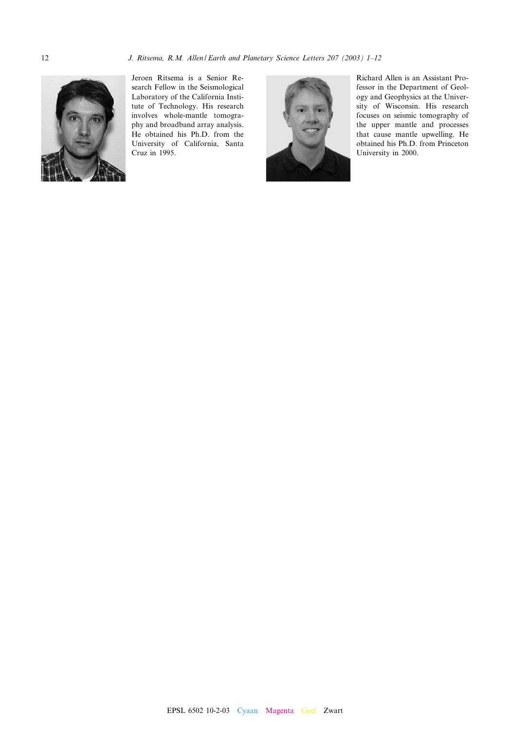Jeroen Ritsema is a Senior Research Fellow in the Seismological Laboratory of the California Institute of Technology. His research involves whole-mantle tomography and broadband array analysis. He obtained his Ph.D. from the University of California, Santa Cruz in 1995.

Richard Allen is an Assistant Professor in the Department of Geology and Geophysics at the University of Wisconsin. His research focuses on seismic tomography of the upper mantle and processes that cause mantle upwelling. He obtained his Ph.D. from Princeton University in 2000.